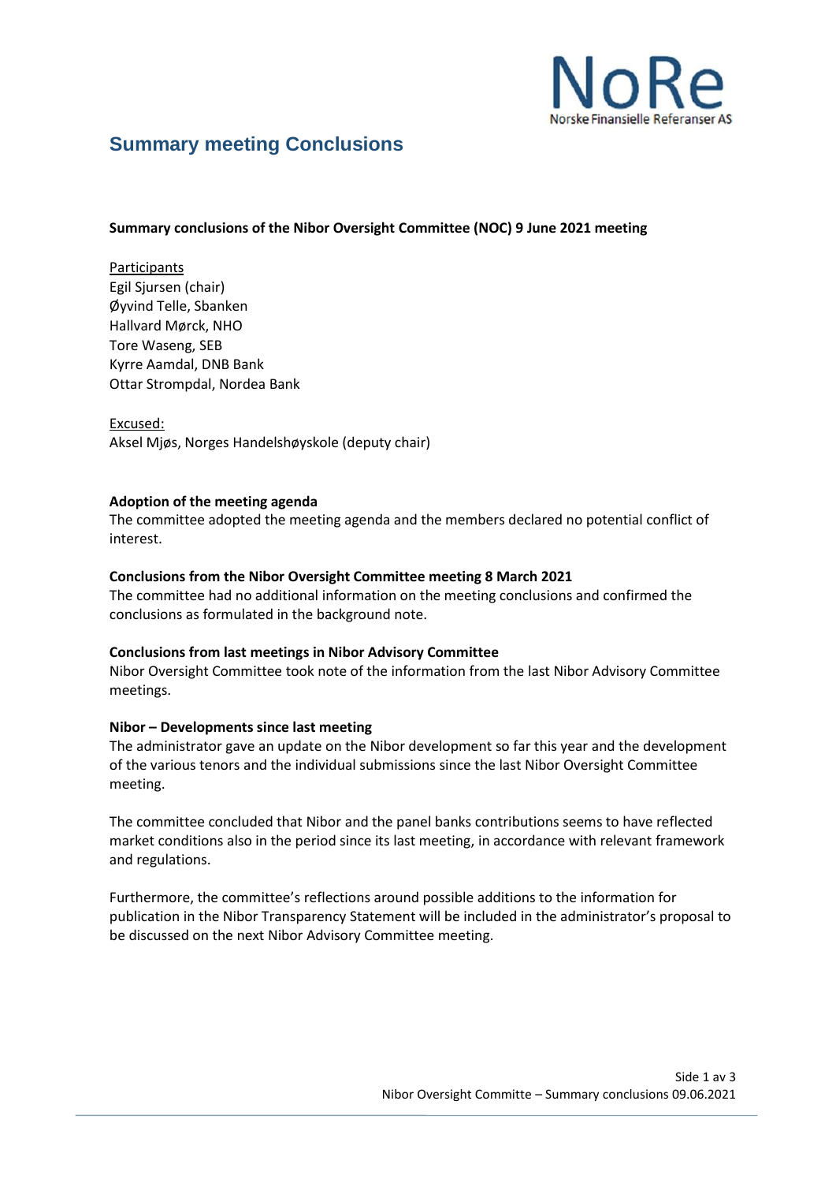# Summary meeting Conclusions

**Summary conclusions of the Nibor Oversight Committee (NOC) 9 June 2021 meeting**

Participants
Egil Sjursen (chair)
Øyvind Telle, Sbanken
Hallvard Mørck, NHO
Tore Waseng, SEB
Kyrre Aamdal, DNB Bank
Ottar Strompdal, Nordea Bank

Excused:
Aksel Mjøs, Norges Handelshøyskole (deputy chair)

**Adoption of the meeting agenda**
The committee adopted the meeting agenda and the members declared no potential conflict of interest.

**Conclusions from the Nibor Oversight Committee meeting 8 March 2021**
The committee had no additional information on the meeting conclusions and confirmed the conclusions as formulated in the background note.

**Conclusions from last meetings in Nibor Advisory Committee**
Nibor Oversight Committee took note of the information from the last Nibor Advisory Committee meetings.

**Nibor – Developments since last meeting**
The administrator gave an update on the Nibor development so far this year and the development of the various tenors and the individual submissions since the last Nibor Oversight Committee meeting.

The committee concluded that Nibor and the panel banks contributions seems to have reflected market conditions also in the period since its last meeting, in accordance with relevant framework and regulations.

Furthermore, the committee's reflections around possible additions to the information for publication in the Nibor Transparency Statement will be included in the administrator's proposal to be discussed on the next Nibor Advisory Committee meeting.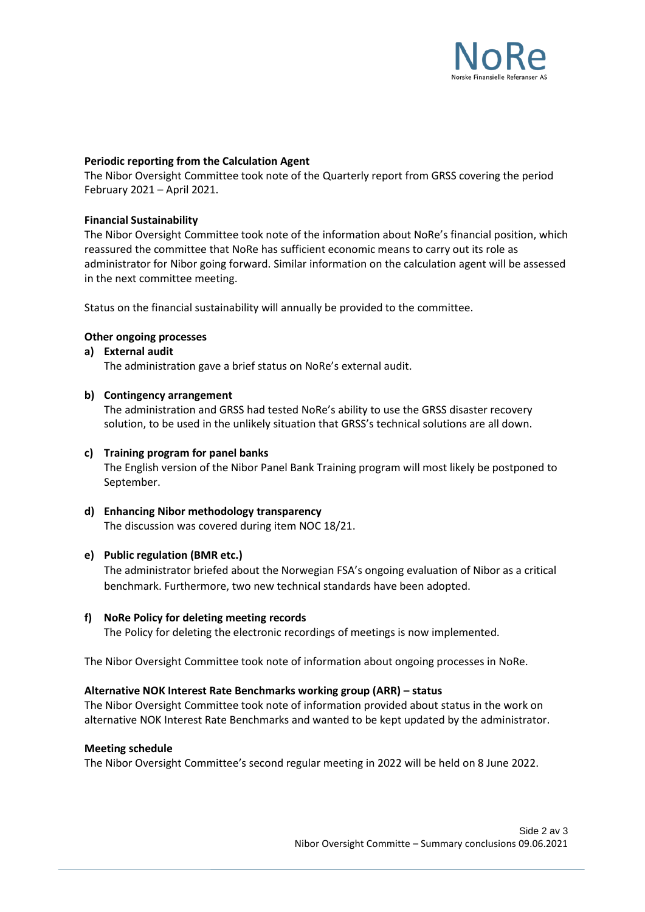**Periodic reporting from the Calculation Agent**

The Nibor Oversight Committee took note of the Quarterly report from GRSS covering the period February 2021 – April 2021.

**Financial Sustainability**

The Nibor Oversight Committee took note of the information about NoRe's financial position, which reassured the committee that NoRe has sufficient economic means to carry out its role as administrator for Nibor going forward. Similar information on the calculation agent will be assessed in the next committee meeting.

Status on the financial sustainability will annually be provided to the committee.

**Other ongoing processes**

**a) External audit**

The administration gave a brief status on NoRe's external audit.

**b) Contingency arrangement**

The administration and GRSS had tested NoRe's ability to use the GRSS disaster recovery solution, to be used in the unlikely situation that GRSS's technical solutions are all down.

**c) Training program for panel banks**

The English version of the Nibor Panel Bank Training program will most likely be postponed to September.

**d) Enhancing Nibor methodology transparency**

The discussion was covered during item NOC 18/21.

**e) Public regulation (BMR etc.)**

The administrator briefed about the Norwegian FSA's ongoing evaluation of Nibor as a critical benchmark. Furthermore, two new technical standards have been adopted.

**f) NoRe Policy for deleting meeting records**

The Policy for deleting the electronic recordings of meetings is now implemented.

The Nibor Oversight Committee took note of information about ongoing processes in NoRe.

**Alternative NOK Interest Rate Benchmarks working group (ARR) – status**

The Nibor Oversight Committee took note of information provided about status in the work on alternative NOK Interest Rate Benchmarks and wanted to be kept updated by the administrator.

**Meeting schedule**

The Nibor Oversight Committee's second regular meeting in 2022 will be held on 8 June 2022.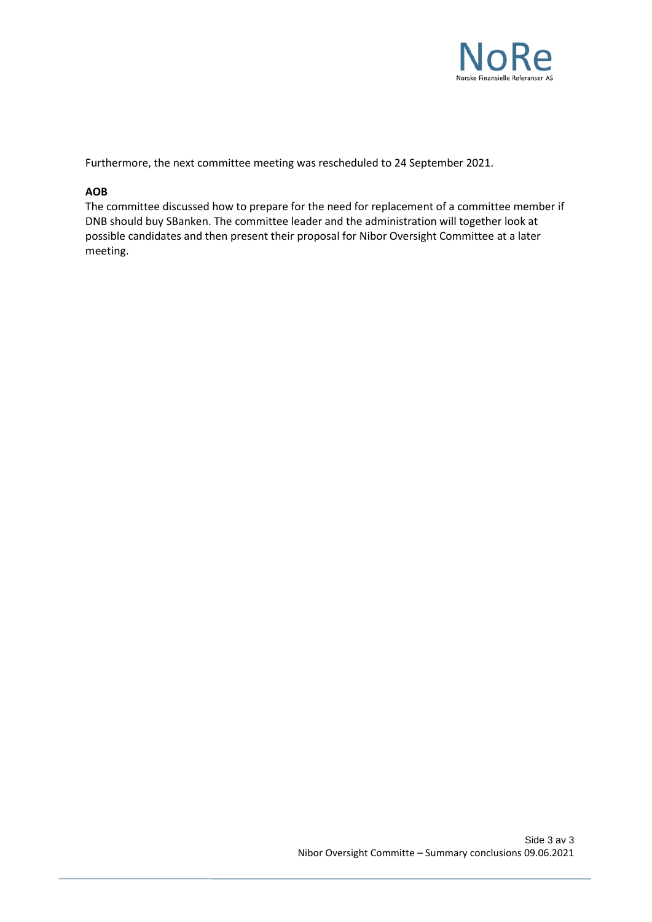Furthermore, the next committee meeting was rescheduled to 24 September 2021.

**AOB**

The committee discussed how to prepare for the need for replacement of a committee member if DNB should buy SBanken. The committee leader and the administration will together look at possible candidates and then present their proposal for Nibor Oversight Committee at a later meeting.